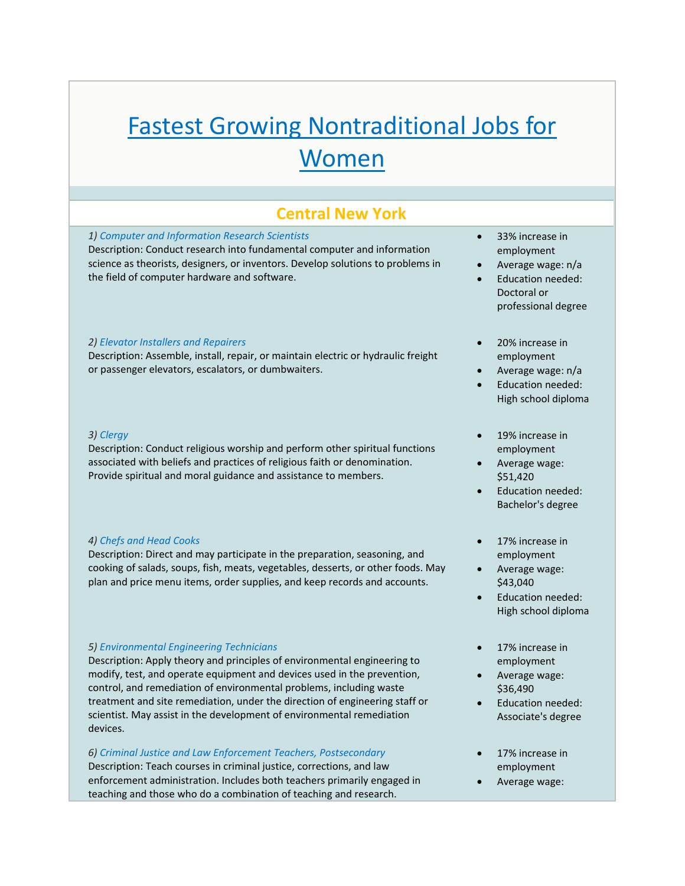# Fastest Growing Nontraditional Jobs for Women

## Central New York

*1) Computer and Information Research Scientists*
Description: Conduct research into fundamental computer and information science as theorists, designers, or inventors. Develop solutions to problems in the field of computer hardware and software.

- 33% increase in employment
- Average wage: n/a
- Education needed: Doctoral or professional degree

*2) Elevator Installers and Repairers*
Description: Assemble, install, repair, or maintain electric or hydraulic freight or passenger elevators, escalators, or dumbwaiters.

- 20% increase in employment
- Average wage: n/a
- Education needed: High school diploma

*3) Clergy*
Description: Conduct religious worship and perform other spiritual functions associated with beliefs and practices of religious faith or denomination. Provide spiritual and moral guidance and assistance to members.

- 19% increase in employment
- Average wage: $51,420
- Education needed: Bachelor's degree

*4) Chefs and Head Cooks*
Description: Direct and may participate in the preparation, seasoning, and cooking of salads, soups, fish, meats, vegetables, desserts, or other foods. May plan and price menu items, order supplies, and keep records and accounts.

- 17% increase in employment
- Average wage: $43,040
- Education needed: High school diploma

*5) Environmental Engineering Technicians*
Description: Apply theory and principles of environmental engineering to modify, test, and operate equipment and devices used in the prevention, control, and remediation of environmental problems, including waste treatment and site remediation, under the direction of engineering staff or scientist. May assist in the development of environmental remediation devices.

- 17% increase in employment
- Average wage: $36,490
- Education needed: Associate's degree

*6) Criminal Justice and Law Enforcement Teachers, Postsecondary*
Description: Teach courses in criminal justice, corrections, and law enforcement administration. Includes both teachers primarily engaged in teaching and those who do a combination of teaching and research.

- 17% increase in employment
- Average wage: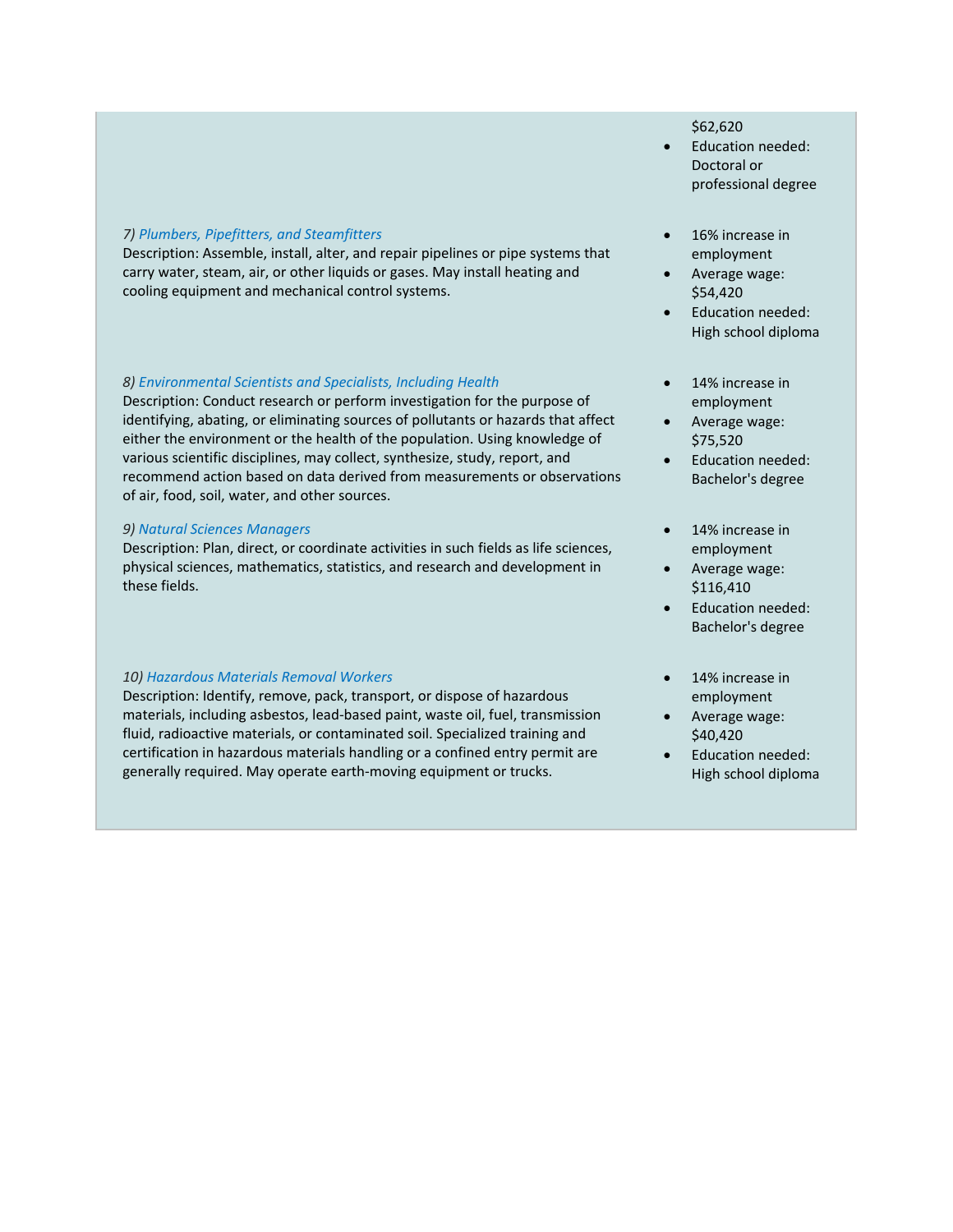- $62,620
- Education needed: Doctoral or professional degree

*7) Plumbers, Pipefitters, and Steamfitters*
Description: Assemble, install, alter, and repair pipelines or pipe systems that carry water, steam, air, or other liquids or gases. May install heating and cooling equipment and mechanical control systems.

- 16% increase in employment
- Average wage: $54,420
- Education needed: High school diploma

*8) Environmental Scientists and Specialists, Including Health*
Description: Conduct research or perform investigation for the purpose of identifying, abating, or eliminating sources of pollutants or hazards that affect either the environment or the health of the population. Using knowledge of various scientific disciplines, may collect, synthesize, study, report, and recommend action based on data derived from measurements or observations of air, food, soil, water, and other sources.

- 14% increase in employment
- Average wage: $75,520
- Education needed: Bachelor's degree

*9) Natural Sciences Managers*
Description: Plan, direct, or coordinate activities in such fields as life sciences, physical sciences, mathematics, statistics, and research and development in these fields.

- 14% increase in employment
- Average wage: $116,410
- Education needed: Bachelor's degree

*10) Hazardous Materials Removal Workers*
Description: Identify, remove, pack, transport, or dispose of hazardous materials, including asbestos, lead-based paint, waste oil, fuel, transmission fluid, radioactive materials, or contaminated soil. Specialized training and certification in hazardous materials handling or a confined entry permit are generally required. May operate earth-moving equipment or trucks.

- 14% increase in employment
- Average wage: $40,420
- Education needed: High school diploma